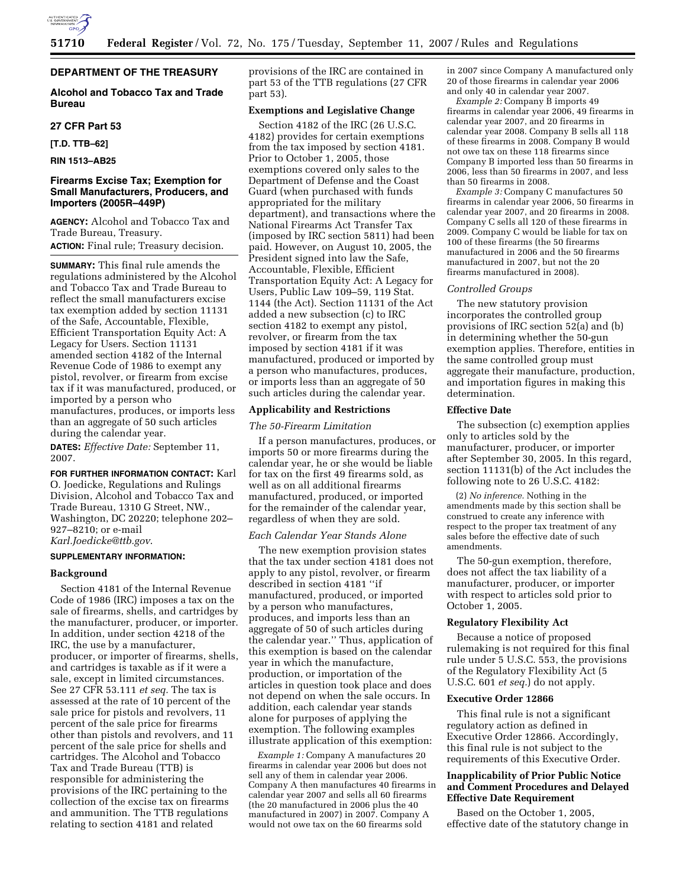# DEPARTMENT OF THE TREASURY

## Alcohol and Tobacco Tax and Trade Bureau

### 27 CFR Part 53

**[T.D. TTB–62]**

**RIN 1513–AB25**

## Firearms Excise Tax; Exemption for Small Manufacturers, Producers, and Importers (2005R–449P)

**AGENCY:** Alcohol and Tobacco Tax and Trade Bureau, Treasury.

**ACTION:** Final rule; Treasury decision.

**SUMMARY:** This final rule amends the regulations administered by the Alcohol and Tobacco Tax and Trade Bureau to reflect the small manufacturers excise tax exemption added by section 11131 of the Safe, Accountable, Flexible, Efficient Transportation Equity Act: A Legacy for Users. Section 11131 amended section 4182 of the Internal Revenue Code of 1986 to exempt any pistol, revolver, or firearm from excise tax if it was manufactured, produced, or imported by a person who manufactures, produces, or imports less than an aggregate of 50 such articles during the calendar year.

**DATES:** *Effective Date:* September 11, 2007.

**FOR FURTHER INFORMATION CONTACT:** Karl O. Joedicke, Regulations and Rulings Division, Alcohol and Tobacco Tax and Trade Bureau, 1310 G Street, NW., Washington, DC 20220; telephone 202–927–8210; or e-mail *Karl.Joedicke@ttb.gov*.

**SUPPLEMENTARY INFORMATION:**

### Background

Section 4181 of the Internal Revenue Code of 1986 (IRC) imposes a tax on the sale of firearms, shells, and cartridges by the manufacturer, producer, or importer. In addition, under section 4218 of the IRC, the use by a manufacturer, producer, or importer of firearms, shells, and cartridges is taxable as if it were a sale, except in limited circumstances. See 27 CFR 53.111 *et seq.* The tax is assessed at the rate of 10 percent of the sale price for pistols and revolvers, 11 percent of the sale price for firearms other than pistols and revolvers, and 11 percent of the sale price for shells and cartridges. The Alcohol and Tobacco Tax and Trade Bureau (TTB) is responsible for administering the provisions of the IRC pertaining to the collection of the excise tax on firearms and ammunition. The TTB regulations relating to section 4181 and related provisions of the IRC are contained in part 53 of the TTB regulations (27 CFR part 53).

### Exemptions and Legislative Change

Section 4182 of the IRC (26 U.S.C. 4182) provides for certain exemptions from the tax imposed by section 4181. Prior to October 1, 2005, those exemptions covered only sales to the Department of Defense and the Coast Guard (when purchased with funds appropriated for the military department), and transactions where the National Firearms Act Transfer Tax (imposed by IRC section 5811) had been paid. However, on August 10, 2005, the President signed into law the Safe, Accountable, Flexible, Efficient Transportation Equity Act: A Legacy for Users, Public Law 109–59, 119 Stat. 1144 (the Act). Section 11131 of the Act added a new subsection (c) to IRC section 4182 to exempt any pistol, revolver, or firearm from the tax imposed by section 4181 if it was manufactured, produced or imported by a person who manufactures, produces, or imports less than an aggregate of 50 such articles during the calendar year.

### Applicability and Restrictions

*The 50-Firearm Limitation*

If a person manufactures, produces, or imports 50 or more firearms during the calendar year, he or she would be liable for tax on the first 49 firearms sold, as well as on all additional firearms manufactured, produced, or imported for the remainder of the calendar year, regardless of when they are sold.

*Each Calendar Year Stands Alone*

The new exemption provision states that the tax under section 4181 does not apply to any pistol, revolver, or firearm described in section 4181 ''if manufactured, produced, or imported by a person who manufactures, produces, and imports less than an aggregate of 50 of such articles during the calendar year.'' Thus, application of this exemption is based on the calendar year in which the manufacture, production, or importation of the articles in question took place and does not depend on when the sale occurs. In addition, each calendar year stands alone for purposes of applying the exemption. The following examples illustrate application of this exemption:

*Example 1:* Company A manufactures 20 firearms in calendar year 2006 but does not sell any of them in calendar year 2006. Company A then manufactures 40 firearms in calendar year 2007 and sells all 60 firearms (the 20 manufactured in 2006 plus the 40 manufactured in 2007) in 2007. Company A would not owe tax on the 60 firearms sold in 2007 since Company A manufactured only 20 of those firearms in calendar year 2006 and only 40 in calendar year 2007.

*Example 2:* Company B imports 49 firearms in calendar year 2006, 49 firearms in calendar year 2007, and 20 firearms in calendar year 2008. Company B sells all 118 of these firearms in 2008. Company B would not owe tax on these 118 firearms since Company B imported less than 50 firearms in 2006, less than 50 firearms in 2007, and less than 50 firearms in 2008.

*Example 3:* Company C manufactures 50 firearms in calendar year 2006, 50 firearms in calendar year 2007, and 20 firearms in 2008. Company C sells all 120 of these firearms in 2009. Company C would be liable for tax on 100 of these firearms (the 50 firearms manufactured in 2006 and the 50 firearms manufactured in 2007, but not the 20 firearms manufactured in 2008).

*Controlled Groups*

The new statutory provision incorporates the controlled group provisions of IRC section 52(a) and (b) in determining whether the 50-gun exemption applies. Therefore, entities in the same controlled group must aggregate their manufacture, production, and importation figures in making this determination.

### Effective Date

The subsection (c) exemption applies only to articles sold by the manufacturer, producer, or importer after September 30, 2005. In this regard, section 11131(b) of the Act includes the following note to 26 U.S.C. 4182:

(2) *No inference.* Nothing in the amendments made by this section shall be construed to create any inference with respect to the proper tax treatment of any sales before the effective date of such amendments.

The 50-gun exemption, therefore, does not affect the tax liability of a manufacturer, producer, or importer with respect to articles sold prior to October 1, 2005.

### Regulatory Flexibility Act

Because a notice of proposed rulemaking is not required for this final rule under 5 U.S.C. 553, the provisions of the Regulatory Flexibility Act (5 U.S.C. 601 *et seq.*) do not apply.

### Executive Order 12866

This final rule is not a significant regulatory action as defined in Executive Order 12866. Accordingly, this final rule is not subject to the requirements of this Executive Order.

### Inapplicability of Prior Public Notice and Comment Procedures and Delayed Effective Date Requirement

Based on the October 1, 2005, effective date of the statutory change in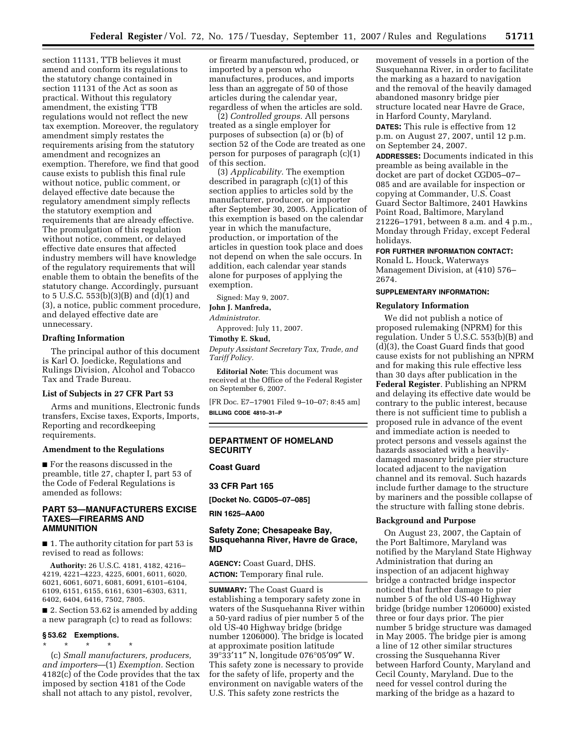section 11131, TTB believes it must amend and conform its regulations to the statutory change contained in section 11131 of the Act as soon as practical. Without this regulatory amendment, the existing TTB regulations would not reflect the new tax exemption. Moreover, the regulatory amendment simply restates the requirements arising from the statutory amendment and recognizes an exemption. Therefore, we find that good cause exists to publish this final rule without notice, public comment, or delayed effective date because the regulatory amendment simply reflects the statutory exemption and requirements that are already effective. The promulgation of this regulation without notice, comment, or delayed effective date ensures that affected industry members will have knowledge of the regulatory requirements that will enable them to obtain the benefits of the statutory change. Accordingly, pursuant to 5 U.S.C. 553(b)(3)(B) and (d)(1) and (3), a notice, public comment procedure, and delayed effective date are unnecessary.

### Drafting Information

The principal author of this document is Karl O. Joedicke, Regulations and Rulings Division, Alcohol and Tobacco Tax and Trade Bureau.

### List of Subjects in 27 CFR Part 53

Arms and munitions, Electronic funds transfers, Excise taxes, Exports, Imports, Reporting and recordkeeping requirements.

### Amendment to the Regulations

■ For the reasons discussed in the preamble, title 27, chapter I, part 53 of the Code of Federal Regulations is amended as follows:

## PART 53—MANUFACTURERS EXCISE TAXES—FIREARMS AND AMMUNITION

■ 1. The authority citation for part 53 is revised to read as follows:

**Authority:** 26 U.S.C. 4181, 4182, 4216–4219, 4221–4223, 4225, 6001, 6011, 6020, 6021, 6061, 6071, 6081, 6091, 6101–6104, 6109, 6151, 6155, 6161, 6301–6303, 6311, 6402, 6404, 6416, 7502, 7805.

■ 2. Section 53.62 is amended by adding a new paragraph (c) to read as follows:

### § 53.62 Exemptions.

\* \* \* \* \*

(c) *Small manufacturers, producers, and importers*—(1) *Exemption.* Section 4182(c) of the Code provides that the tax imposed by section 4181 of the Code shall not attach to any pistol, revolver, or firearm manufactured, produced, or imported by a person who manufactures, produces, and imports less than an aggregate of 50 of those articles during the calendar year, regardless of when the articles are sold.

(2) *Controlled groups.* All persons treated as a single employer for purposes of subsection (a) or (b) of section 52 of the Code are treated as one person for purposes of paragraph (c)(1) of this section.

(3) *Applicability.* The exemption described in paragraph (c)(1) of this section applies to articles sold by the manufacturer, producer, or importer after September 30, 2005. Application of this exemption is based on the calendar year in which the manufacture, production, or importation of the articles in question took place and does not depend on when the sale occurs. In addition, each calendar year stands alone for purposes of applying the exemption.

Signed: May 9, 2007.

**John J. Manfreda,**

*Administrator.*

Approved: July 11, 2007.

**Timothy E. Skud,**

*Deputy Assistant Secretary Tax, Trade, and Tariff Policy.*

**Editorial Note:** This document was received at the Office of the Federal Register on September 6, 2007.

[FR Doc. E7–17901 Filed 9–10–07; 8:45 am]

**BILLING CODE 4810–31–P**

---

## DEPARTMENT OF HOMELAND SECURITY

## Coast Guard

## 33 CFR Part 165

**[Docket No. CGD05–07–085]**

**RIN 1625–AA00**

## Safety Zone; Chesapeake Bay, Susquehanna River, Havre de Grace, MD

**AGENCY:** Coast Guard, DHS.

**ACTION:** Temporary final rule.

**SUMMARY:** The Coast Guard is establishing a temporary safety zone in waters of the Susquehanna River within a 50-yard radius of pier number 5 of the old US-40 Highway bridge (bridge number 1206000). The bridge is located at approximate position latitude 39°33′11″ N, longitude 076°05′09″ W. This safety zone is necessary to provide for the safety of life, property and the environment on navigable waters of the U.S. This safety zone restricts the movement of vessels in a portion of the Susquehanna River, in order to facilitate the marking as a hazard to navigation and the removal of the heavily damaged abandoned masonry bridge pier structure located near Havre de Grace, in Harford County, Maryland.

**DATES:** This rule is effective from 12 p.m. on August 27, 2007, until 12 p.m. on September 24, 2007.

**ADDRESSES:** Documents indicated in this preamble as being available in the docket are part of docket CGD05–07–085 and are available for inspection or copying at Commander, U.S. Coast Guard Sector Baltimore, 2401 Hawkins Point Road, Baltimore, Maryland 21226–1791, between 8 a.m. and 4 p.m., Monday through Friday, except Federal holidays.

**FOR FURTHER INFORMATION CONTACT:** Ronald L. Houck, Waterways Management Division, at (410) 576–2674.

**SUPPLEMENTARY INFORMATION:**

### Regulatory Information

We did not publish a notice of proposed rulemaking (NPRM) for this regulation. Under 5 U.S.C. 553(b)(B) and (d)(3), the Coast Guard finds that good cause exists for not publishing an NPRM and for making this rule effective less than 30 days after publication in the **Federal Register**. Publishing an NPRM and delaying its effective date would be contrary to the public interest, because there is not sufficient time to publish a proposed rule in advance of the event and immediate action is needed to protect persons and vessels against the hazards associated with a heavily-damaged masonry bridge pier structure located adjacent to the navigation channel and its removal. Such hazards include further damage to the structure by mariners and the possible collapse of the structure with falling stone debris.

### Background and Purpose

On August 23, 2007, the Captain of the Port Baltimore, Maryland was notified by the Maryland State Highway Administration that during an inspection of an adjacent highway bridge a contracted bridge inspector noticed that further damage to pier number 5 of the old US-40 Highway bridge (bridge number 1206000) existed three or four days prior. The pier number 5 bridge structure was damaged in May 2005. The bridge pier is among a line of 12 other similar structures crossing the Susquehanna River between Harford County, Maryland and Cecil County, Maryland. Due to the need for vessel control during the marking of the bridge as a hazard to